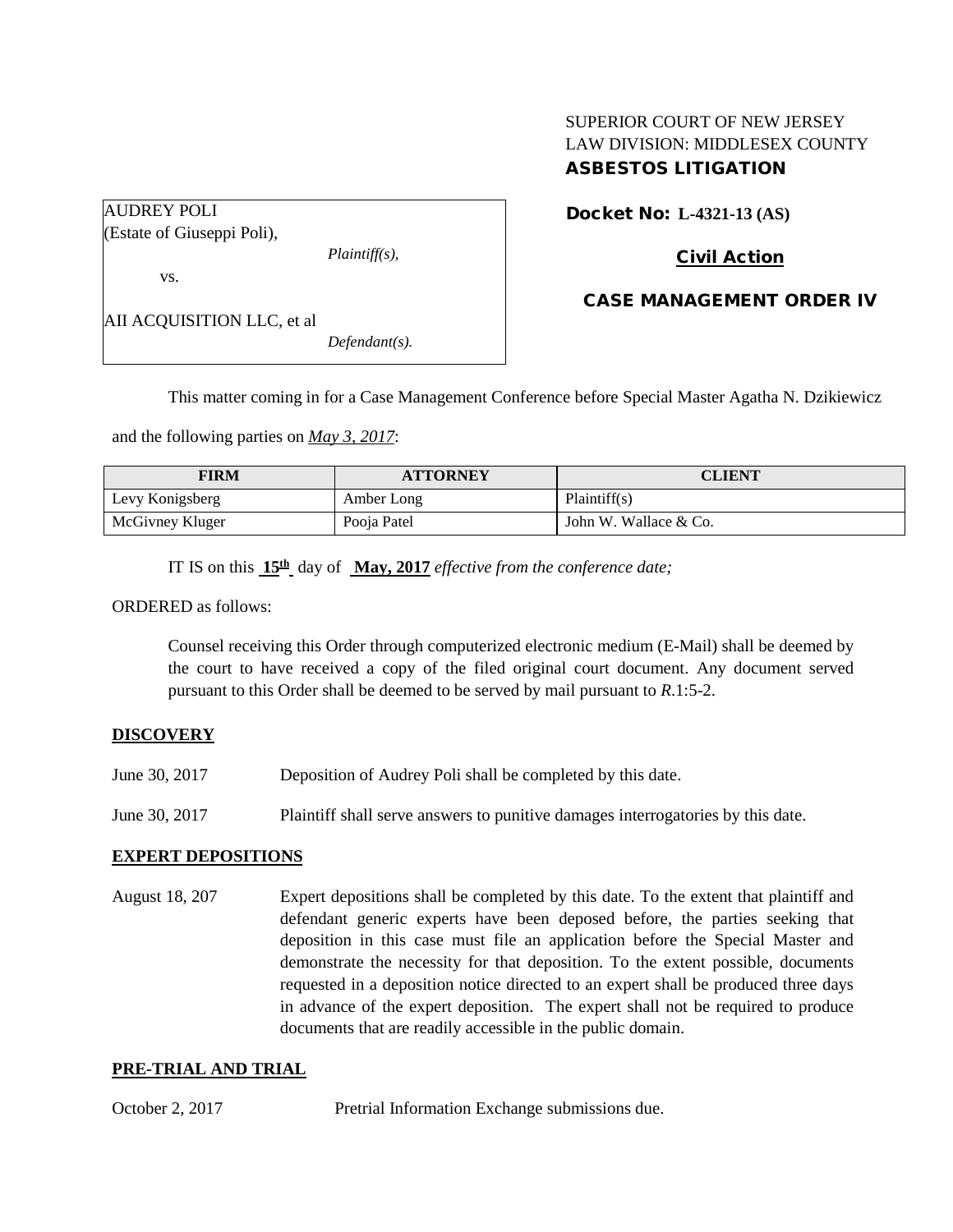SUPERIOR COURT OF NEW JERSEY
LAW DIVISION: MIDDLESEX COUNTY
**ASBESTOS LITIGATION**

AUDREY POLI
(Estate of Giuseppi Poli),
*Plaintiff(s),*

vs.

AII ACQUISITION LLC, et al
*Defendant(s).*

**Docket No: L-4321-13 (AS)**

**Civil Action**

**CASE MANAGEMENT ORDER IV**

This matter coming in for a Case Management Conference before Special Master Agatha N. Dzikiewicz and the following parties on *May 3, 2017*:

| FIRM | ATTORNEY | CLIENT |
|---|---|---|
| Levy Konigsberg | Amber Long | Plaintiff(s) |
| McGivney Kluger | Pooja Patel | John W. Wallace & Co. |

IT IS on this **15th** day of **May, 2017** *effective from the conference date;*

ORDERED as follows:

Counsel receiving this Order through computerized electronic medium (E-Mail) shall be deemed by the court to have received a copy of the filed original court document. Any document served pursuant to this Order shall be deemed to be served by mail pursuant to *R*.1:5-2.

**DISCOVERY**

June 30, 2017 Deposition of Audrey Poli shall be completed by this date.

June 30, 2017 Plaintiff shall serve answers to punitive damages interrogatories by this date.

**EXPERT DEPOSITIONS**

August 18, 207 Expert depositions shall be completed by this date. To the extent that plaintiff and defendant generic experts have been deposed before, the parties seeking that deposition in this case must file an application before the Special Master and demonstrate the necessity for that deposition. To the extent possible, documents requested in a deposition notice directed to an expert shall be produced three days in advance of the expert deposition. The expert shall not be required to produce documents that are readily accessible in the public domain.

**PRE-TRIAL AND TRIAL**

October 2, 2017 Pretrial Information Exchange submissions due.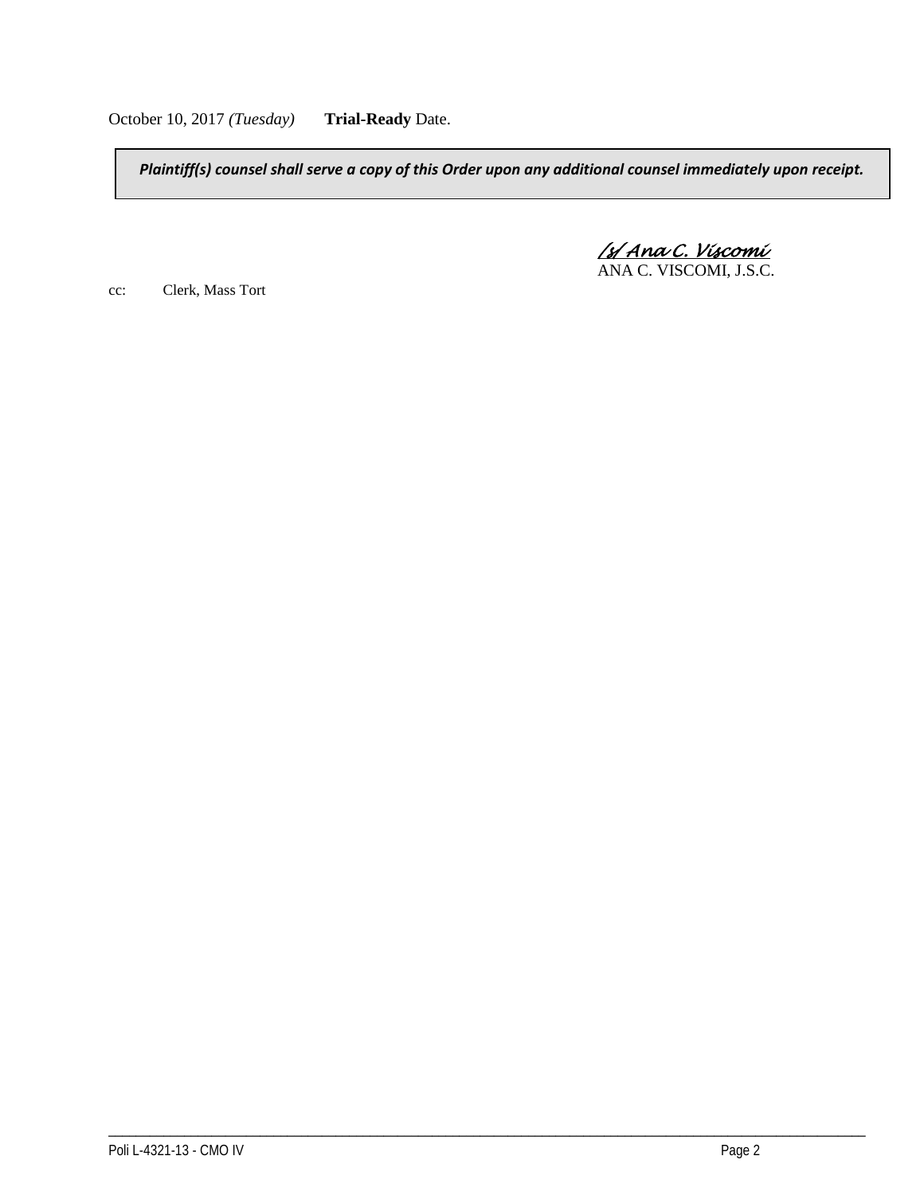October 10, 2017 *(Tuesday)* **Trial-Ready** Date.

***Plaintiff(s) counsel shall serve a copy of this Order upon any additional counsel immediately upon receipt.***

*/s/ Ana C. Viscomi*
ANA C. VISCOMI, J.S.C.

cc: Clerk, Mass Tort